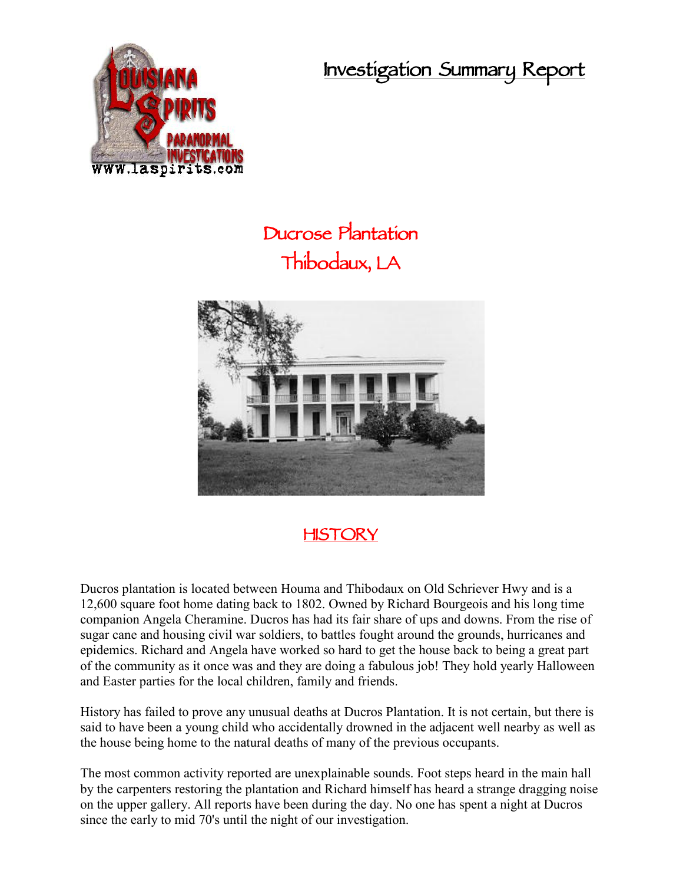# Investigation Summary Report

## Ducrose Plantation
## Thibodaux, LA

## HISTORY

Ducros plantation is located between Houma and Thibodaux on Old Schriever Hwy and is a 12,600 square foot home dating back to 1802. Owned by Richard Bourgeois and his long time companion Angela Cheramine. Ducros has had its fair share of ups and downs. From the rise of sugar cane and housing civil war soldiers, to battles fought around the grounds, hurricanes and epidemics. Richard and Angela have worked so hard to get the house back to being a great part of the community as it once was and they are doing a fabulous job! They hold yearly Halloween and Easter parties for the local children, family and friends.

History has failed to prove any unusual deaths at Ducros Plantation. It is not certain, but there is said to have been a young child who accidentally drowned in the adjacent well nearby as well as the house being home to the natural deaths of many of the previous occupants.

The most common activity reported are unexplainable sounds. Foot steps heard in the main hall by the carpenters restoring the plantation and Richard himself has heard a strange dragging noise on the upper gallery. All reports have been during the day. No one has spent a night at Ducros since the early to mid 70's until the night of our investigation.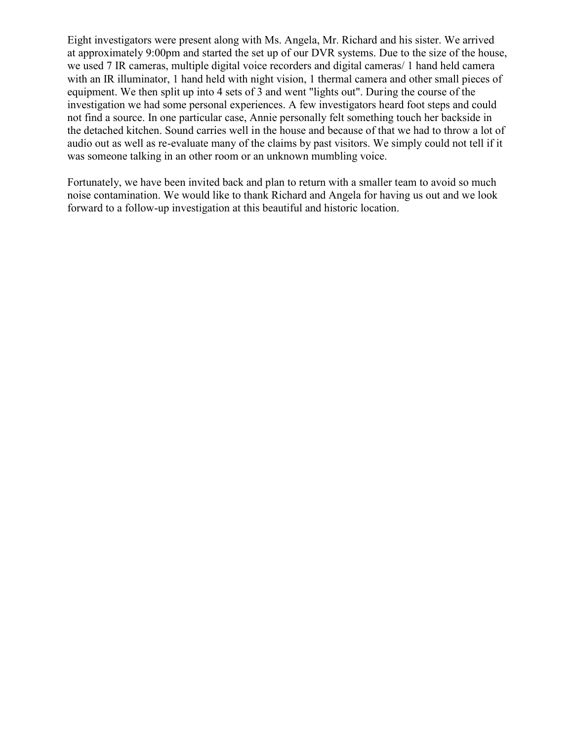Eight investigators were present along with Ms. Angela, Mr. Richard and his sister. We arrived at approximately 9:00pm and started the set up of our DVR systems. Due to the size of the house, we used 7 IR cameras, multiple digital voice recorders and digital cameras/ 1 hand held camera with an IR illuminator, 1 hand held with night vision, 1 thermal camera and other small pieces of equipment. We then split up into 4 sets of 3 and went "lights out". During the course of the investigation we had some personal experiences. A few investigators heard foot steps and could not find a source. In one particular case, Annie personally felt something touch her backside in the detached kitchen. Sound carries well in the house and because of that we had to throw a lot of audio out as well as re-evaluate many of the claims by past visitors. We simply could not tell if it was someone talking in an other room or an unknown mumbling voice.

Fortunately, we have been invited back and plan to return with a smaller team to avoid so much noise contamination. We would like to thank Richard and Angela for having us out and we look forward to a follow-up investigation at this beautiful and historic location.